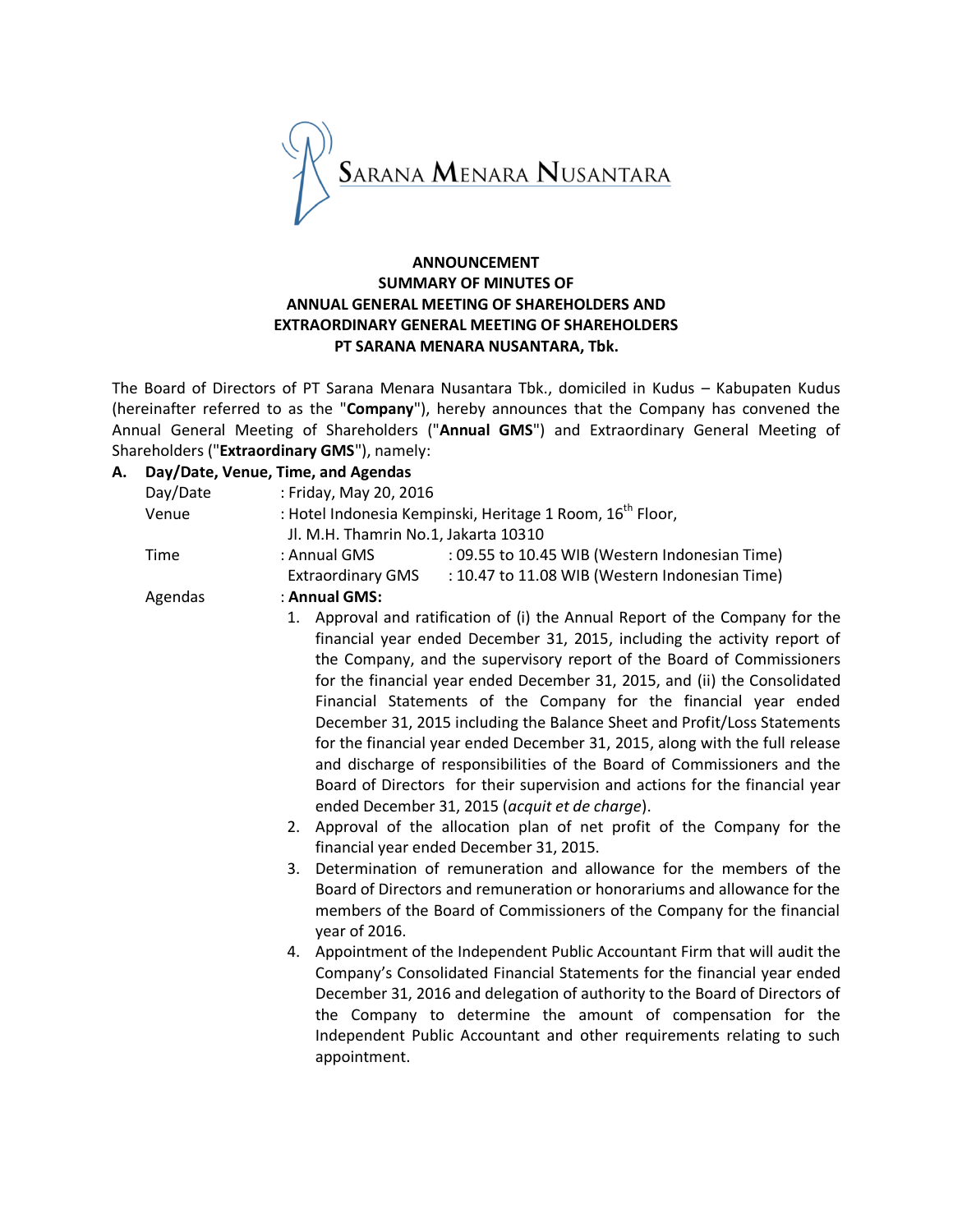SARANA MENARA NUSANTARA

**ANNOUNCEMENT**
**SUMMARY OF MINUTES OF**
**ANNUAL GENERAL MEETING OF SHAREHOLDERS AND**
**EXTRAORDINARY GENERAL MEETING OF SHAREHOLDERS**
**PT SARANA MENARA NUSANTARA, Tbk.**

The Board of Directors of PT Sarana Menara Nusantara Tbk., domiciled in Kudus – Kabupaten Kudus (hereinafter referred to as the "**Company**"), hereby announces that the Company has convened the Annual General Meeting of Shareholders ("**Annual GMS**") and Extraordinary General Meeting of Shareholders ("**Extraordinary GMS**"), namely:

**A. Day/Date, Venue, Time, and Agendas**

Day/Date : Friday, May 20, 2016

Venue : Hotel Indonesia Kempinski, Heritage 1 Room, 16th Floor, Jl. M.H. Thamrin No.1, Jakarta 10310

Time : Annual GMS : 09.55 to 10.45 WIB (Western Indonesian Time)
Extraordinary GMS : 10.47 to 11.08 WIB (Western Indonesian Time)

Agendas : **Annual GMS:**

1. Approval and ratification of (i) the Annual Report of the Company for the financial year ended December 31, 2015, including the activity report of the Company, and the supervisory report of the Board of Commissioners for the financial year ended December 31, 2015, and (ii) the Consolidated Financial Statements of the Company for the financial year ended December 31, 2015 including the Balance Sheet and Profit/Loss Statements for the financial year ended December 31, 2015, along with the full release and discharge of responsibilities of the Board of Commissioners and the Board of Directors for their supervision and actions for the financial year ended December 31, 2015 (*acquit et de charge*).
2. Approval of the allocation plan of net profit of the Company for the financial year ended December 31, 2015.
3. Determination of remuneration and allowance for the members of the Board of Directors and remuneration or honorariums and allowance for the members of the Board of Commissioners of the Company for the financial year of 2016.
4. Appointment of the Independent Public Accountant Firm that will audit the Company's Consolidated Financial Statements for the financial year ended December 31, 2016 and delegation of authority to the Board of Directors of the Company to determine the amount of compensation for the Independent Public Accountant and other requirements relating to such appointment.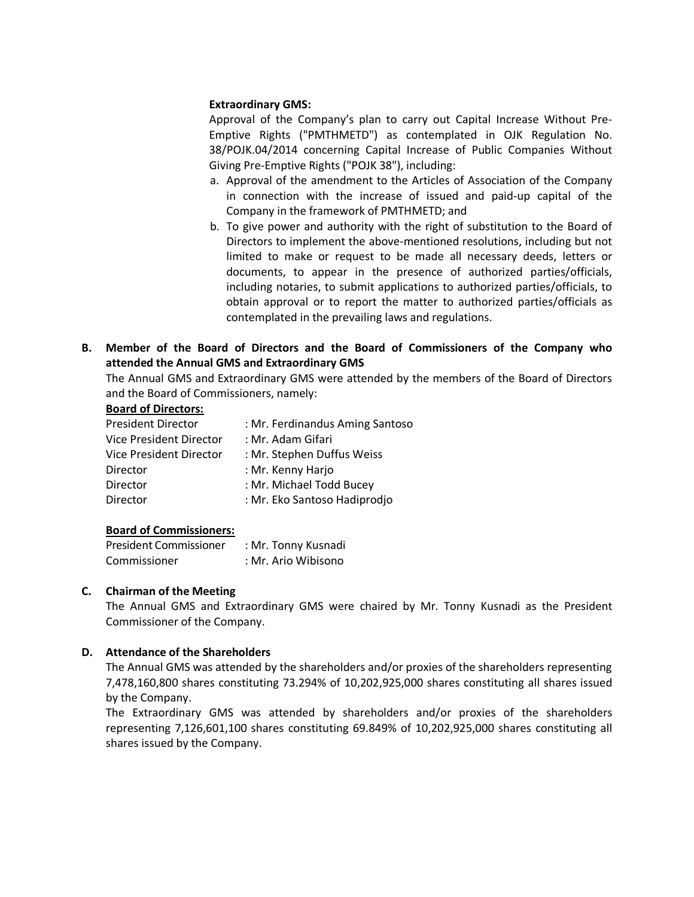**Extraordinary GMS:**

Approval of the Company's plan to carry out Capital Increase Without Pre-Emptive Rights ("PMTHMETD") as contemplated in OJK Regulation No. 38/POJK.04/2014 concerning Capital Increase of Public Companies Without Giving Pre-Emptive Rights ("POJK 38"), including:

a. Approval of the amendment to the Articles of Association of the Company in connection with the increase of issued and paid-up capital of the Company in the framework of PMTHMETD; and
b. To give power and authority with the right of substitution to the Board of Directors to implement the above-mentioned resolutions, including but not limited to make or request to be made all necessary deeds, letters or documents, to appear in the presence of authorized parties/officials, including notaries, to submit applications to authorized parties/officials, to obtain approval or to report the matter to authorized parties/officials as contemplated in the prevailing laws and regulations.

**B. Member of the Board of Directors and the Board of Commissioners of the Company who attended the Annual GMS and Extraordinary GMS**

The Annual GMS and Extraordinary GMS were attended by the members of the Board of Directors and the Board of Commissioners, namely:

**Board of Directors:**

| | |
|---|---|
| President Director | : Mr. Ferdinandus Aming Santoso |
| Vice President Director | : Mr. Adam Gifari |
| Vice President Director | : Mr. Stephen Duffus Weiss |
| Director | : Mr. Kenny Harjo |
| Director | : Mr. Michael Todd Bucey |
| Director | : Mr. Eko Santoso Hadiprodjo |

**Board of Commissioners:**

| | |
|---|---|
| President Commissioner | : Mr. Tonny Kusnadi |
| Commissioner | : Mr. Ario Wibisono |

**C. Chairman of the Meeting**

The Annual GMS and Extraordinary GMS were chaired by Mr. Tonny Kusnadi as the President Commissioner of the Company.

**D. Attendance of the Shareholders**

The Annual GMS was attended by the shareholders and/or proxies of the shareholders representing 7,478,160,800 shares constituting 73.294% of 10,202,925,000 shares constituting all shares issued by the Company.

The Extraordinary GMS was attended by shareholders and/or proxies of the shareholders representing 7,126,601,100 shares constituting 69.849% of 10,202,925,000 shares constituting all shares issued by the Company.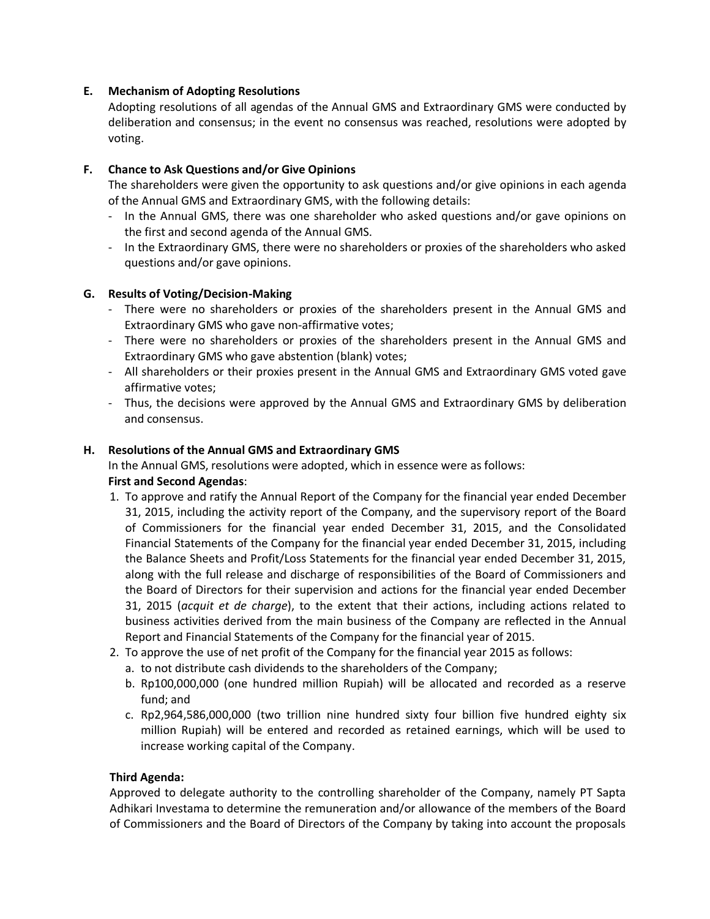## E. Mechanism of Adopting Resolutions

Adopting resolutions of all agendas of the Annual GMS and Extraordinary GMS were conducted by deliberation and consensus; in the event no consensus was reached, resolutions were adopted by voting.

## F. Chance to Ask Questions and/or Give Opinions

The shareholders were given the opportunity to ask questions and/or give opinions in each agenda of the Annual GMS and Extraordinary GMS, with the following details:

- In the Annual GMS, there was one shareholder who asked questions and/or gave opinions on the first and second agenda of the Annual GMS.
- In the Extraordinary GMS, there were no shareholders or proxies of the shareholders who asked questions and/or gave opinions.

## G. Results of Voting/Decision-Making

- There were no shareholders or proxies of the shareholders present in the Annual GMS and Extraordinary GMS who gave non-affirmative votes;
- There were no shareholders or proxies of the shareholders present in the Annual GMS and Extraordinary GMS who gave abstention (blank) votes;
- All shareholders or their proxies present in the Annual GMS and Extraordinary GMS voted gave affirmative votes;
- Thus, the decisions were approved by the Annual GMS and Extraordinary GMS by deliberation and consensus.

## H. Resolutions of the Annual GMS and Extraordinary GMS

In the Annual GMS, resolutions were adopted, which in essence were as follows:

**First and Second Agendas**:

1. To approve and ratify the Annual Report of the Company for the financial year ended December 31, 2015, including the activity report of the Company, and the supervisory report of the Board of Commissioners for the financial year ended December 31, 2015, and the Consolidated Financial Statements of the Company for the financial year ended December 31, 2015, including the Balance Sheets and Profit/Loss Statements for the financial year ended December 31, 2015, along with the full release and discharge of responsibilities of the Board of Commissioners and the Board of Directors for their supervision and actions for the financial year ended December 31, 2015 (*acquit et de charge*), to the extent that their actions, including actions related to business activities derived from the main business of the Company are reflected in the Annual Report and Financial Statements of the Company for the financial year of 2015.
2. To approve the use of net profit of the Company for the financial year 2015 as follows:
   a. to not distribute cash dividends to the shareholders of the Company;
   b. Rp100,000,000 (one hundred million Rupiah) will be allocated and recorded as a reserve fund; and
   c. Rp2,964,586,000,000 (two trillion nine hundred sixty four billion five hundred eighty six million Rupiah) will be entered and recorded as retained earnings, which will be used to increase working capital of the Company.

**Third Agenda:**

Approved to delegate authority to the controlling shareholder of the Company, namely PT Sapta Adhikari Investama to determine the remuneration and/or allowance of the members of the Board of Commissioners and the Board of Directors of the Company by taking into account the proposals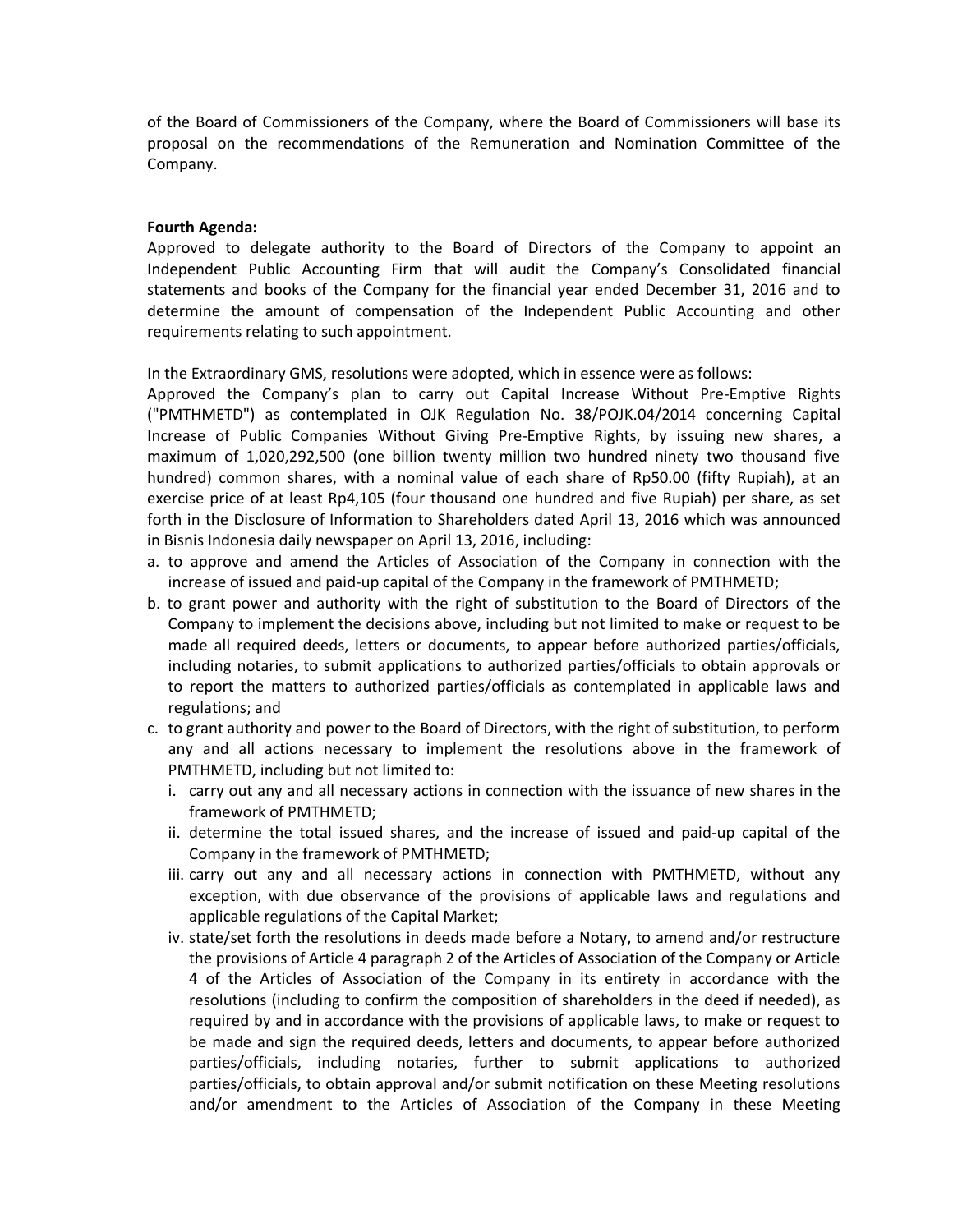of the Board of Commissioners of the Company, where the Board of Commissioners will base its proposal on the recommendations of the Remuneration and Nomination Committee of the Company.

**Fourth Agenda:**
Approved to delegate authority to the Board of Directors of the Company to appoint an Independent Public Accounting Firm that will audit the Company's Consolidated financial statements and books of the Company for the financial year ended December 31, 2016 and to determine the amount of compensation of the Independent Public Accounting and other requirements relating to such appointment.

In the Extraordinary GMS, resolutions were adopted, which in essence were as follows:
Approved the Company's plan to carry out Capital Increase Without Pre-Emptive Rights ("PMTHMETD") as contemplated in OJK Regulation No. 38/POJK.04/2014 concerning Capital Increase of Public Companies Without Giving Pre-Emptive Rights, by issuing new shares, a maximum of 1,020,292,500 (one billion twenty million two hundred ninety two thousand five hundred) common shares, with a nominal value of each share of Rp50.00 (fifty Rupiah), at an exercise price of at least Rp4,105 (four thousand one hundred and five Rupiah) per share, as set forth in the Disclosure of Information to Shareholders dated April 13, 2016 which was announced in Bisnis Indonesia daily newspaper on April 13, 2016, including:

a. to approve and amend the Articles of Association of the Company in connection with the increase of issued and paid-up capital of the Company in the framework of PMTHMETD;
b. to grant power and authority with the right of substitution to the Board of Directors of the Company to implement the decisions above, including but not limited to make or request to be made all required deeds, letters or documents, to appear before authorized parties/officials, including notaries, to submit applications to authorized parties/officials to obtain approvals or to report the matters to authorized parties/officials as contemplated in applicable laws and regulations; and
c. to grant authority and power to the Board of Directors, with the right of substitution, to perform any and all actions necessary to implement the resolutions above in the framework of PMTHMETD, including but not limited to:
   i. carry out any and all necessary actions in connection with the issuance of new shares in the framework of PMTHMETD;
   ii. determine the total issued shares, and the increase of issued and paid-up capital of the Company in the framework of PMTHMETD;
   iii. carry out any and all necessary actions in connection with PMTHMETD, without any exception, with due observance of the provisions of applicable laws and regulations and applicable regulations of the Capital Market;
   iv. state/set forth the resolutions in deeds made before a Notary, to amend and/or restructure the provisions of Article 4 paragraph 2 of the Articles of Association of the Company or Article 4 of the Articles of Association of the Company in its entirety in accordance with the resolutions (including to confirm the composition of shareholders in the deed if needed), as required by and in accordance with the provisions of applicable laws, to make or request to be made and sign the required deeds, letters and documents, to appear before authorized parties/officials, including notaries, further to submit applications to authorized parties/officials, to obtain approval and/or submit notification on these Meeting resolutions and/or amendment to the Articles of Association of the Company in these Meeting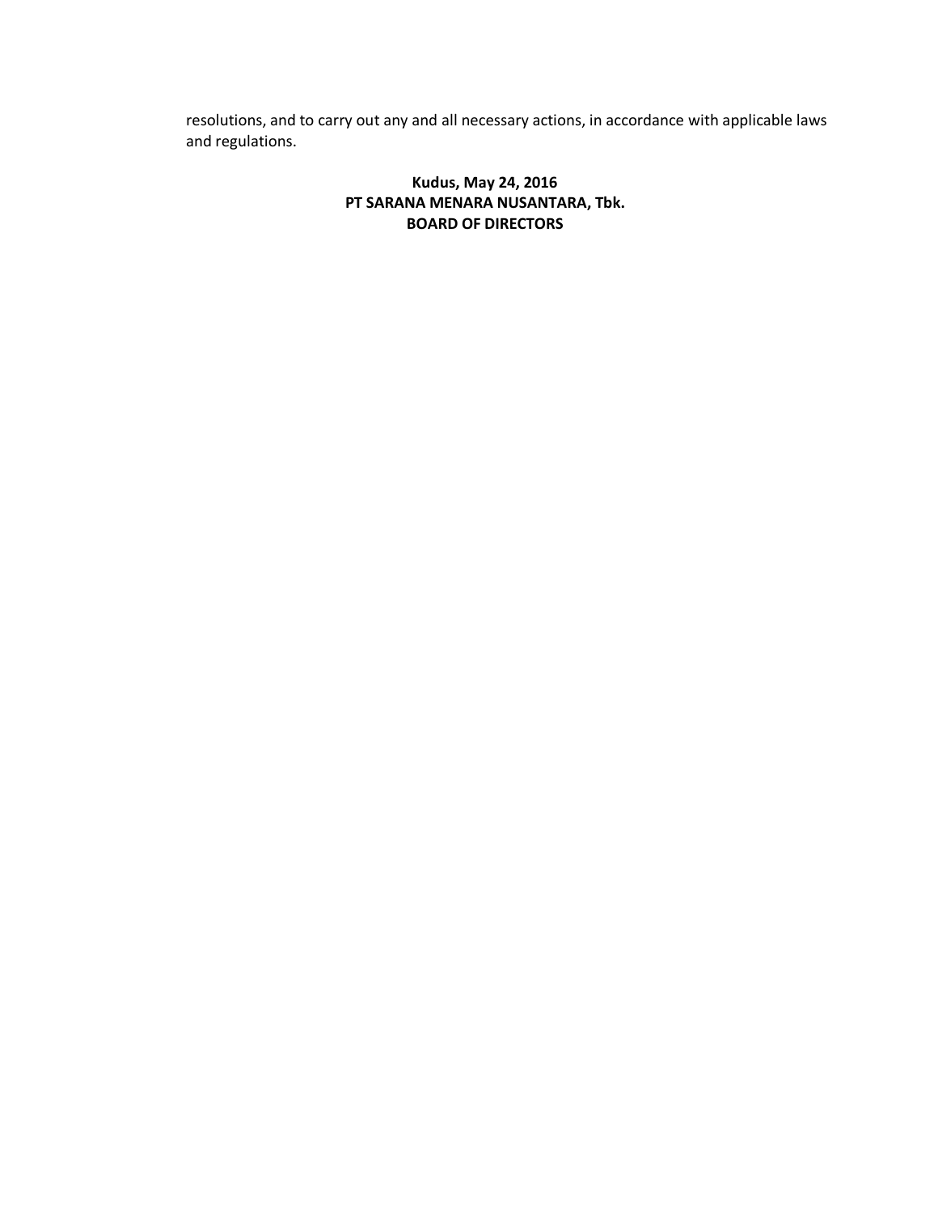resolutions, and to carry out any and all necessary actions, in accordance with applicable laws and regulations.

**Kudus, May 24, 2016**
**PT SARANA MENARA NUSANTARA, Tbk.**
**BOARD OF DIRECTORS**